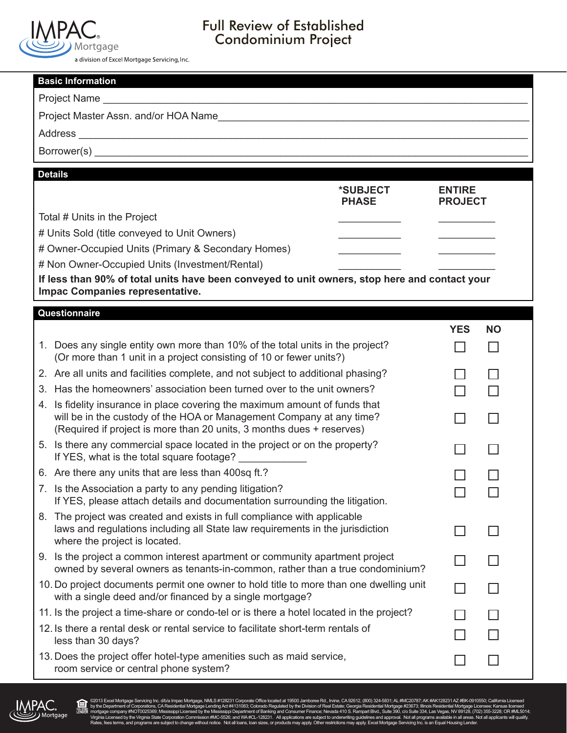IMPAC Mortgage
a division of Excel Mortgage Servicing, Inc.

# Full Review of Established Condominium Project

## Basic Information

Project Name ______________________________________________

Project Master Assn. and/or HOA Name ______________________________________________

Address ______________________________________________

Borrower(s) ______________________________________________

## Details

| | *SUBJECT PHASE | ENTIRE PROJECT |
|---|---|---|
| Total # Units in the Project | ________ | ________ |
| # Units Sold (title conveyed to Unit Owners) | ________ | ________ |
| # Owner-Occupied Units (Primary & Secondary Homes) | ________ | ________ |
| # Non Owner-Occupied Units (Investment/Rental) | ________ | ________ |

**If less than 90% of total units have been conveyed to unit owners, stop here and contact your Impac Companies representative.**

## Questionnaire

| | YES | NO |
|---|---|---|
| 1. Does any single entity own more than 10% of the total units in the project? (Or more than 1 unit in a project consisting of 10 or fewer units?) | ☐ | ☐ |
| 2. Are all units and facilities complete, and not subject to additional phasing? | ☐ | ☐ |
| 3. Has the homeowners' association been turned over to the unit owners? | ☐ | ☐ |
| 4. Is fidelity insurance in place covering the maximum amount of funds that will be in the custody of the HOA or Management Company at any time? (Required if project is more than 20 units, 3 months dues + reserves) | ☐ | ☐ |
| 5. Is there any commercial space located in the project or on the property? If YES, what is the total square footage? ____________ | ☐ | ☐ |
| 6. Are there any units that are less than 400sq ft.? | ☐ | ☐ |
| 7. Is the Association a party to any pending litigation? If YES, please attach details and documentation surrounding the litigation. | ☐ | ☐ |
| 8. The project was created and exists in full compliance with applicable laws and regulations including all State law requirements in the jurisdiction where the project is located. | ☐ | ☐ |
| 9. Is the project a common interest apartment or community apartment project owned by several owners as tenants-in-common, rather than a true condominium? | ☐ | ☐ |
| 10. Do project documents permit one owner to hold title to more than one dwelling unit with a single deed and/or financed by a single mortgage? | ☐ | ☐ |
| 11. Is the project a time-share or condo-tel or is there a hotel located in the project? | ☐ | ☐ |
| 12. Is there a rental desk or rental service to facilitate short-term rentals of less than 30 days? | ☐ | ☐ |
| 13. Does the project offer hotel-type amenities such as maid service, room service or central phone system? | ☐ | ☐ |

©2013 Excel Mortgage Servicing Inc. d/b/a Impac Mortgage, NMLS #128231 Corporate Office located at 19500 Jamboree Rd., Irvine, CA 92612, (800) 324-5831; AL #MC20787; AK #AK128231 AZ #BK-0910550; California Licensed by the Department of Corporations, CA Residential Mortgage Lending Act #4131083; Colorado Regulated by the Division of Real Estate; Georgia Residential Mortgage #23673; Illinois Residential Mortgage Licensee; Kansas licensed mortgage company #NOT0025369; Mississippi Licensed by the Mississippi Department of Banking and Consumer Finance; Nevada 410 S. Rampart Blvd., Suite 390, c/o Suite 334, Las Vegas, NV 89128, (702) 355-3228; OR #ML5014; Virginia Licensed by the Virginia State Corporation Commission #MC-5526; and WA #CL-128231. All applications are subject to underwriting guidelines and approval. Not all programs available in all areas. Not all applicants will qualify. Rates, fees terms, and programs are subject to change without notice. Not all loans, loan sizes, or products may apply. Other restrictions may apply. Excel Mortgage Servicing Inc. is an Equal Housing Lender.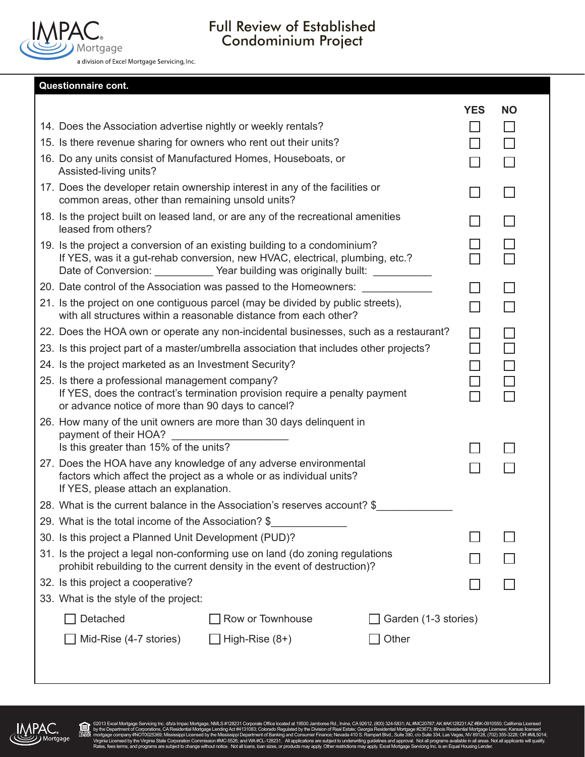# Full Review of Established Condominium Project

IMPAC Mortgage
a division of Excel Mortgage Servicing, Inc.

## Questionnaire cont.

| | YES | NO |
|---|---|---|
| 14. Does the Association advertise nightly or weekly rentals? | ☐ | ☐ |
| 15. Is there revenue sharing for owners who rent out their units? | ☐ | ☐ |
| 16. Do any units consist of Manufactured Homes, Houseboats, or Assisted-living units? | ☐ | ☐ |
| 17. Does the developer retain ownership interest in any of the facilities or common areas, other than remaining unsold units? | ☐ | ☐ |
| 18. Is the project built on leased land, or are any of the recreational amenities leased from others? | ☐ | ☐ |
| 19. Is the project a conversion of an existing building to a condominium? | ☐ | ☐ |
| If YES, was it a gut-rehab conversion, new HVAC, electrical, plumbing, etc.? Date of Conversion: __________ Year building was originally built: __________ | ☐ | ☐ |
| 20. Date control of the Association was passed to the Homeowners: ____________ | ☐ | ☐ |
| 21. Is the project on one contiguous parcel (may be divided by public streets), with all structures within a reasonable distance from each other? | ☐ | ☐ |
| 22. Does the HOA own or operate any non-incidental businesses, such as a restaurant? | ☐ | ☐ |
| 23. Is this project part of a master/umbrella association that includes other projects? | ☐ | ☐ |
| 24. Is the project marketed as an Investment Security? | ☐ | ☐ |
| 25. Is there a professional management company? | ☐ | ☐ |
| If YES, does the contract's termination provision require a penalty payment or advance notice of more than 90 days to cancel? | ☐ | ☐ |
| 26. How many of the unit owners are more than 30 days delinquent in payment of their HOA? ___________________ Is this greater than 15% of the units? | ☐ | ☐ |
| 27. Does the HOA have any knowledge of any adverse environmental factors which affect the project as a whole or as individual units? If YES, please attach an explanation. | ☐ | ☐ |
| 28. What is the current balance in the Association's reserves account? $_____________ | | |
| 29. What is the total income of the Association? $_____________ | | |
| 30. Is this project a Planned Unit Development (PUD)? | ☐ | ☐ |
| 31. Is the project a legal non-conforming use on land (do zoning regulations prohibit rebuilding to the current density in the event of destruction)? | ☐ | ☐ |
| 32. Is this project a cooperative? | ☐ | ☐ |

33. What is the style of the project:

☐ Detached ☐ Row or Townhouse ☐ Garden (1-3 stories)

☐ Mid-Rise (4-7 stories) ☐ High-Rise (8+) ☐ Other

©2013 Excel Mortgage Servicing Inc. d/b/a Impac Mortgage, NMLS #128231 Corporate Office located at 19500 Jamboree Rd., Irvine, CA 92612, (800) 324-5831; AL #MC20787; AK #AK128231 AZ #BK-0910550; California Licensed by the Department of Corporations, CA Residential Mortgage Lending Act #4131083; Colorado Regulated by the Division of Real Estate; Georgia Residential Mortgage #23673; Illinois Residential Mortgage Licensee; Kansas licensed mortgage company #NOT0025369; Mississippi Licensed by the Mississippi Department of Banking and Consumer Finance; Nevada 410 S. Rampart Blvd., Suite 390, c/o Suite 334, Las Vegas, NV 89128, (702) 355-3228; OR #ML5014; Virginia Licensed by the Virginia State Corporation Commission #MC-5526; and WA #CL-128231. All applications are subject to underwriting guidelines and approval. Not all programs available in all areas. Not all applicants will qualify. Rates, fees terms, and programs are subject to change without notice. Not all loans, loan sizes, or products may apply. Other restrictions may apply. Excel Mortgage Servicing Inc. is an Equal Housing Lender.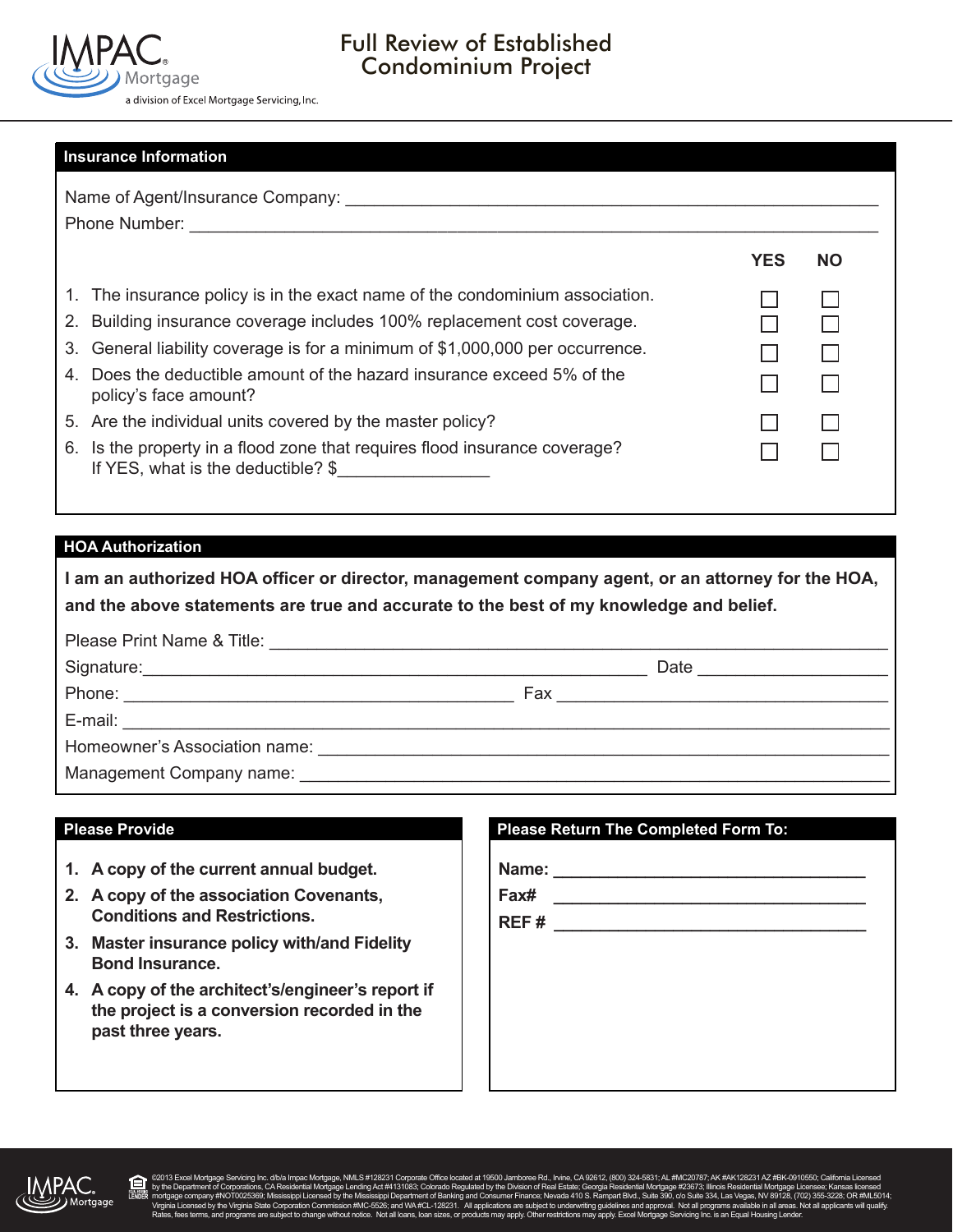IMPAC Mortgage
a division of Excel Mortgage Servicing, Inc.

# Full Review of Established Condominium Project

## Insurance Information

Name of Agent/Insurance Company: ______________________________

Phone Number: ______________________________

| | YES | NO |
|---|---|---|
| 1. The insurance policy is in the exact name of the condominium association. | ☐ | ☐ |
| 2. Building insurance coverage includes 100% replacement cost coverage. | ☐ | ☐ |
| 3. General liability coverage is for a minimum of $1,000,000 per occurrence. | ☐ | ☐ |
| 4. Does the deductible amount of the hazard insurance exceed 5% of the policy's face amount? | ☐ | ☐ |
| 5. Are the individual units covered by the master policy? | ☐ | ☐ |
| 6. Is the property in a flood zone that requires flood insurance coverage? If YES, what is the deductible? $________________ | ☐ | ☐ |

## HOA Authorization

**I am an authorized HOA officer or director, management company agent, or an attorney for the HOA, and the above statements are true and accurate to the best of my knowledge and belief.**

Please Print Name & Title: ______________________________

Signature: ______________________________ Date ______________

Phone: ______________________________ Fax ______________________________

E-mail: ______________________________

Homeowner's Association name: ______________________________

Management Company name: ______________________________

## Please Provide

1. **A copy of the current annual budget.**
2. **A copy of the association Covenants, Conditions and Restrictions.**
3. **Master insurance policy with/and Fidelity Bond Insurance.**
4. **A copy of the architect's/engineer's report if the project is a conversion recorded in the past three years.**

## Please Return The Completed Form To:

**Name:** ______________________________

**Fax#** ______________________________

**REF #** ______________________________

©2013 Excel Mortgage Servicing Inc. d/b/a Impac Mortgage, NMLS #128231 Corporate Office located at 19500 Jamboree Rd., Irvine, CA 92612, (800) 324-5831; AL #MC20787; AK #AK128231 AZ #BK-0910550; California Licensed by the Department of Corporations, CA Residential Mortgage Lending Act #4131083; Colorado Regulated by the Division of Real Estate; Georgia Residential Mortgage #23673; Illinois Residential Mortgage Licensee; Kansas licensed mortgage company #NOT0025369; Mississippi Licensed by the Mississippi Department of Banking and Consumer Finance; Nevada 410 S. Rampart Blvd., Suite 390, c/o Suite 334, Las Vegas, NV 89128, (702) 355-3228; OR #ML5014; Virginia Licensed by the Virginia State Corporation Commission #MC-5526; and WA #CL-128231. All applications are subject to underwriting guidelines and approval. Not all programs available in all areas. Not all applicants will qualify. Rates, fees terms, and programs are subject to change without notice. Not all loans, loan sizes, or products may apply. Other restrictions may apply. Excel Mortgage Servicing Inc. is an Equal Housing Lender.